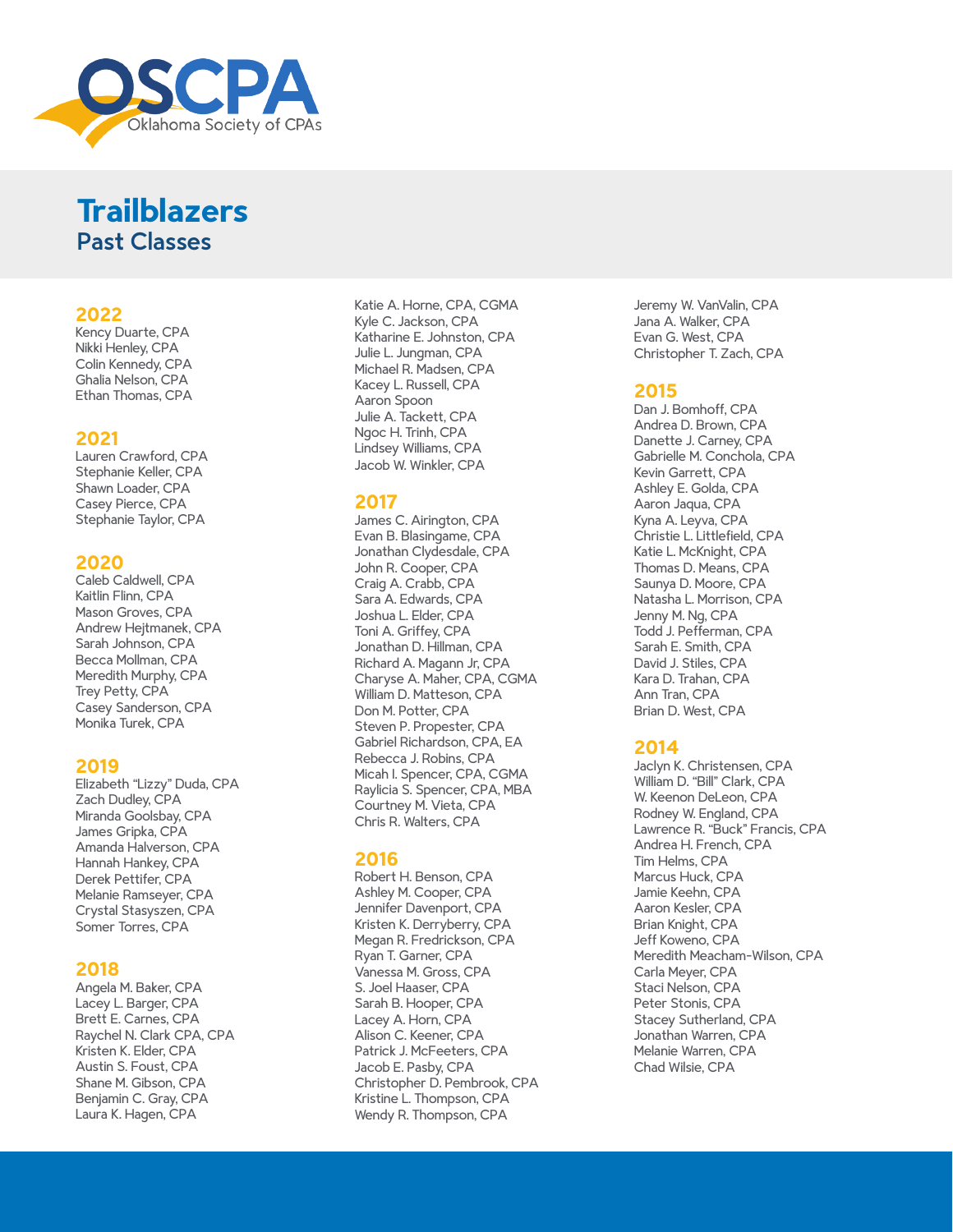OSCPA
Oklahoma Society of CPAs

# Trailblazers

## Past Classes

### 2022

Kency Duarte, CPA
Nikki Henley, CPA
Colin Kennedy, CPA
Ghalia Nelson, CPA
Ethan Thomas, CPA

### 2021

Lauren Crawford, CPA
Stephanie Keller, CPA
Shawn Loader, CPA
Casey Pierce, CPA
Stephanie Taylor, CPA

### 2020

Caleb Caldwell, CPA
Kaitlin Flinn, CPA
Mason Groves, CPA
Andrew Hejtmanek, CPA
Sarah Johnson, CPA
Becca Mollman, CPA
Meredith Murphy, CPA
Trey Petty, CPA
Casey Sanderson, CPA
Monika Turek, CPA

### 2019

Elizabeth "Lizzy" Duda, CPA
Zach Dudley, CPA
Miranda Goolsbay, CPA
James Gripka, CPA
Amanda Halverson, CPA
Hannah Hankey, CPA
Derek Pettifer, CPA
Melanie Ramseyer, CPA
Crystal Stasyszen, CPA
Somer Torres, CPA

### 2018

Angela M. Baker, CPA
Lacey L. Barger, CPA
Brett E. Carnes, CPA
Raychel N. Clark CPA, CPA
Kristen K. Elder, CPA
Austin S. Foust, CPA
Shane M. Gibson, CPA
Benjamin C. Gray, CPA
Laura K. Hagen, CPA
Katie A. Horne, CPA, CGMA
Kyle C. Jackson, CPA
Katharine E. Johnston, CPA
Julie L. Jungman, CPA
Michael R. Madsen, CPA
Kacey L. Russell, CPA
Aaron Spoon
Julie A. Tackett, CPA
Ngoc H. Trinh, CPA
Lindsey Williams, CPA
Jacob W. Winkler, CPA

### 2017

James C. Airington, CPA
Evan B. Blasingame, CPA
Jonathan Clydesdale, CPA
John R. Cooper, CPA
Craig A. Crabb, CPA
Sara A. Edwards, CPA
Joshua L. Elder, CPA
Toni A. Griffey, CPA
Jonathan D. Hillman, CPA
Richard A. Magann Jr, CPA
Charyse A. Maher, CPA, CGMA
William D. Matteson, CPA
Don M. Potter, CPA
Steven P. Propester, CPA
Gabriel Richardson, CPA, EA
Rebecca J. Robins, CPA
Micah I. Spencer, CPA, CGMA
Raylicia S. Spencer, CPA, MBA
Courtney M. Vieta, CPA
Chris R. Walters, CPA

### 2016

Robert H. Benson, CPA
Ashley M. Cooper, CPA
Jennifer Davenport, CPA
Kristen K. Derryberry, CPA
Megan R. Fredrickson, CPA
Ryan T. Garner, CPA
Vanessa M. Gross, CPA
S. Joel Haaser, CPA
Sarah B. Hooper, CPA
Lacey A. Horn, CPA
Alison C. Keener, CPA
Patrick J. McFeeters, CPA
Jacob E. Pasby, CPA
Christopher D. Pembrook, CPA
Kristine L. Thompson, CPA
Wendy R. Thompson, CPA
Jeremy W. VanValin, CPA
Jana A. Walker, CPA
Evan G. West, CPA
Christopher T. Zach, CPA

### 2015

Dan J. Bomhoff, CPA
Andrea D. Brown, CPA
Danette J. Carney, CPA
Gabrielle M. Conchola, CPA
Kevin Garrett, CPA
Ashley E. Golda, CPA
Aaron Jaqua, CPA
Kyna A. Leyva, CPA
Christie L. Littlefield, CPA
Katie L. McKnight, CPA
Thomas D. Means, CPA
Saunya D. Moore, CPA
Natasha L. Morrison, CPA
Jenny M. Ng, CPA
Todd J. Pefferman, CPA
Sarah E. Smith, CPA
David J. Stiles, CPA
Kara D. Trahan, CPA
Ann Tran, CPA
Brian D. West, CPA

### 2014

Jaclyn K. Christensen, CPA
William D. "Bill" Clark, CPA
W. Keenon DeLeon, CPA
Rodney W. England, CPA
Lawrence R. "Buck" Francis, CPA
Andrea H. French, CPA
Tim Helms, CPA
Marcus Huck, CPA
Jamie Keehn, CPA
Aaron Kesler, CPA
Brian Knight, CPA
Jeff Koweno, CPA
Meredith Meacham-Wilson, CPA
Carla Meyer, CPA
Staci Nelson, CPA
Peter Stonis, CPA
Stacey Sutherland, CPA
Jonathan Warren, CPA
Melanie Warren, CPA
Chad Wilsie, CPA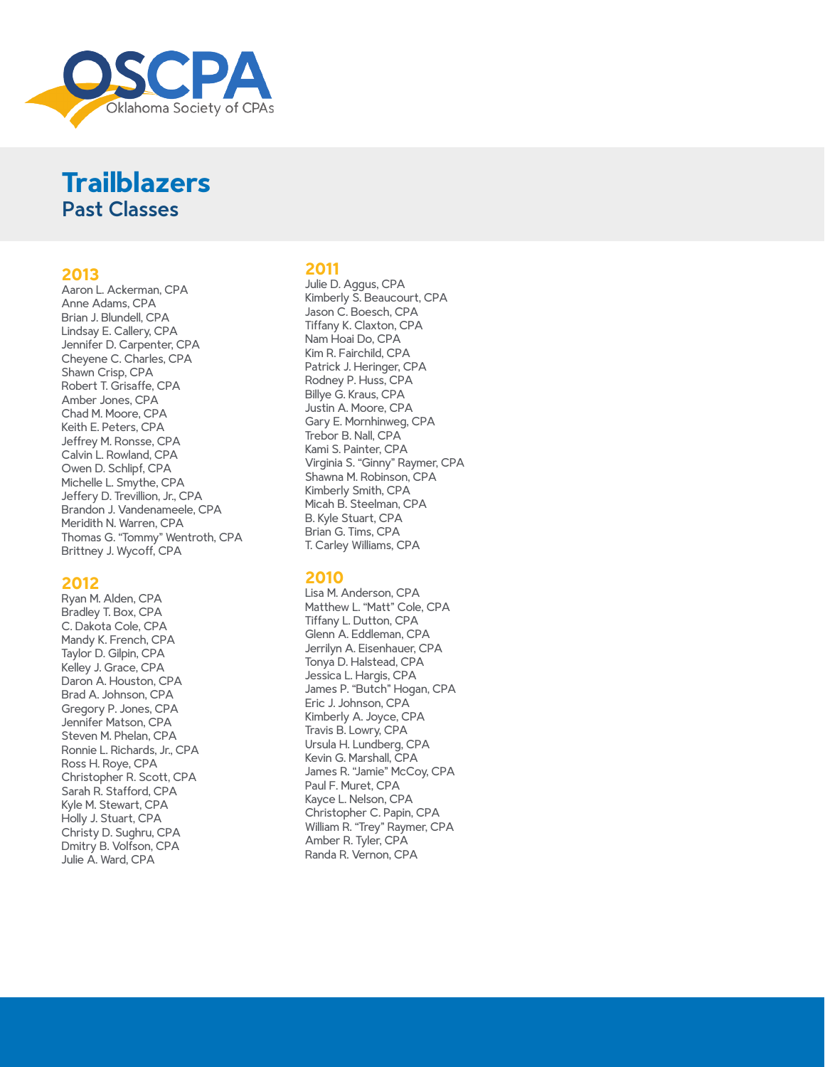OSCPA
Oklahoma Society of CPAs

# Trailblazers

## Past Classes

### 2013

Aaron L. Ackerman, CPA
Anne Adams, CPA
Brian J. Blundell, CPA
Lindsay E. Callery, CPA
Jennifer D. Carpenter, CPA
Cheyene C. Charles, CPA
Shawn Crisp, CPA
Robert T. Grisaffe, CPA
Amber Jones, CPA
Chad M. Moore, CPA
Keith E. Peters, CPA
Jeffrey M. Ronsse, CPA
Calvin L. Rowland, CPA
Owen D. Schlipf, CPA
Michelle L. Smythe, CPA
Jeffery D. Trevillion, Jr., CPA
Brandon J. Vandenameele, CPA
Meridith N. Warren, CPA
Thomas G. "Tommy" Wentroth, CPA
Brittney J. Wycoff, CPA

### 2012

Ryan M. Alden, CPA
Bradley T. Box, CPA
C. Dakota Cole, CPA
Mandy K. French, CPA
Taylor D. Gilpin, CPA
Kelley J. Grace, CPA
Daron A. Houston, CPA
Brad A. Johnson, CPA
Gregory P. Jones, CPA
Jennifer Matson, CPA
Steven M. Phelan, CPA
Ronnie L. Richards, Jr., CPA
Ross H. Roye, CPA
Christopher R. Scott, CPA
Sarah R. Stafford, CPA
Kyle M. Stewart, CPA
Holly J. Stuart, CPA
Christy D. Sughru, CPA
Dmitry B. Volfson, CPA
Julie A. Ward, CPA

### 2011

Julie D. Aggus, CPA
Kimberly S. Beaucourt, CPA
Jason C. Boesch, CPA
Tiffany K. Claxton, CPA
Nam Hoai Do, CPA
Kim R. Fairchild, CPA
Patrick J. Heringer, CPA
Rodney P. Huss, CPA
Billye G. Kraus, CPA
Justin A. Moore, CPA
Gary E. Mornhinweg, CPA
Trebor B. Nall, CPA
Kami S. Painter, CPA
Virginia S. "Ginny" Raymer, CPA
Shawna M. Robinson, CPA
Kimberly Smith, CPA
Micah B. Steelman, CPA
B. Kyle Stuart, CPA
Brian G. Tims, CPA
T. Carley Williams, CPA

### 2010

Lisa M. Anderson, CPA
Matthew L. "Matt" Cole, CPA
Tiffany L. Dutton, CPA
Glenn A. Eddleman, CPA
Jerrilyn A. Eisenhauer, CPA
Tonya D. Halstead, CPA
Jessica L. Hargis, CPA
James P. "Butch" Hogan, CPA
Eric J. Johnson, CPA
Kimberly A. Joyce, CPA
Travis B. Lowry, CPA
Ursula H. Lundberg, CPA
Kevin G. Marshall, CPA
James R. "Jamie" McCoy, CPA
Paul F. Muret, CPA
Kayce L. Nelson, CPA
Christopher C. Papin, CPA
William R. "Trey" Raymer, CPA
Amber R. Tyler, CPA
Randa R. Vernon, CPA